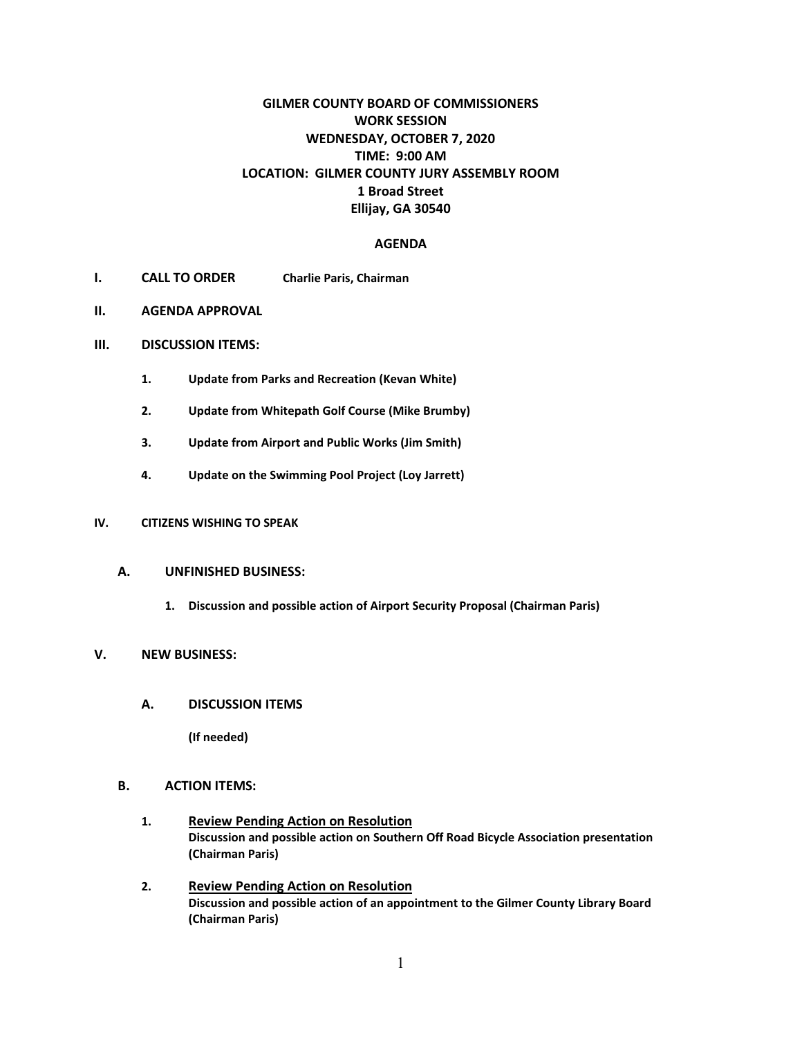# GILMER COUNTY BOARD OF COMMISSIONERS
## WORK SESSION
## WEDNESDAY, OCTOBER 7, 2020
## TIME: 9:00 AM
## LOCATION: GILMER COUNTY JURY ASSEMBLY ROOM
## 1 Broad Street
## Ellijay, GA 30540

### AGENDA

**I. CALL TO ORDER** **Charlie Paris, Chairman**

**II. AGENDA APPROVAL**

**III. DISCUSSION ITEMS:**

1. **Update from Parks and Recreation (Kevan White)**
2. **Update from Whitepath Golf Course (Mike Brumby)**
3. **Update from Airport and Public Works (Jim Smith)**
4. **Update on the Swimming Pool Project (Loy Jarrett)**

**IV. CITIZENS WISHING TO SPEAK**

**A. UNFINISHED BUSINESS:**

1. **Discussion and possible action of Airport Security Proposal (Chairman Paris)**

**V. NEW BUSINESS:**

**A. DISCUSSION ITEMS**

**(If needed)**

**B. ACTION ITEMS:**

1. **Review Pending Action on Resolution**
   **Discussion and possible action on Southern Off Road Bicycle Association presentation (Chairman Paris)**

2. **Review Pending Action on Resolution**
   **Discussion and possible action of an appointment to the Gilmer County Library Board (Chairman Paris)**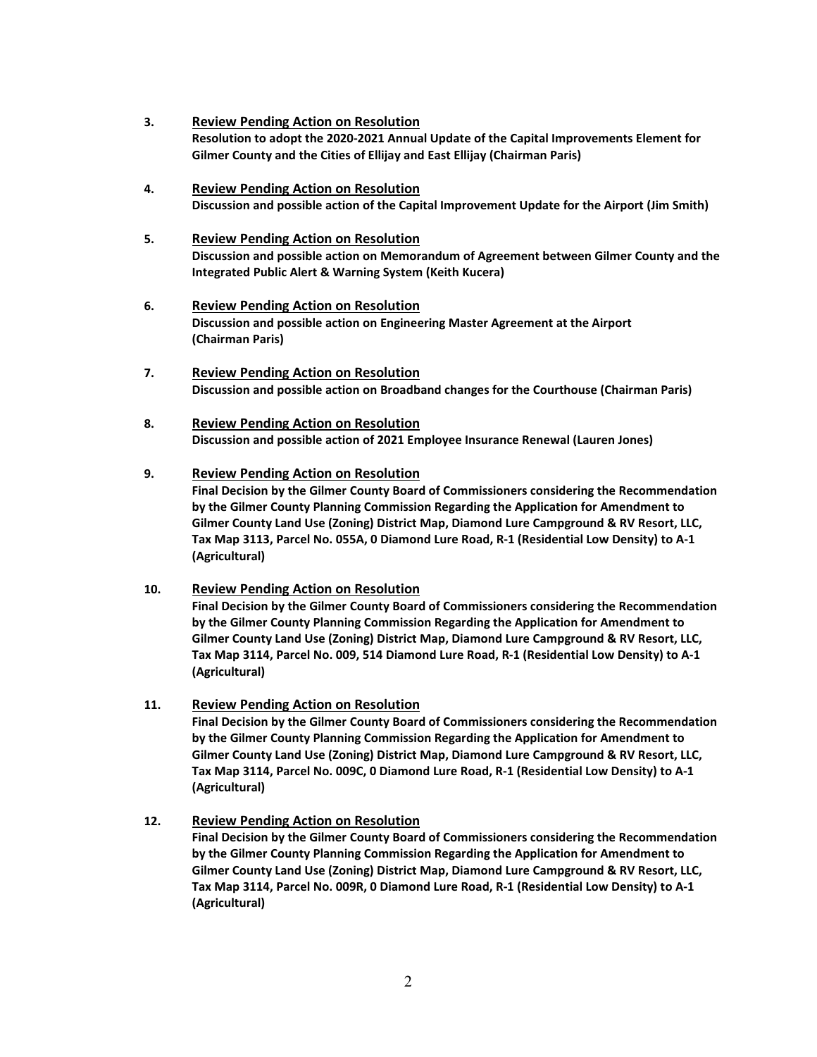3. **<u>Review Pending Action on Resolution</u>**
   **Resolution to adopt the 2020-2021 Annual Update of the Capital Improvements Element for Gilmer County and the Cities of Ellijay and East Ellijay (Chairman Paris)**

4. **<u>Review Pending Action on Resolution</u>**
   **Discussion and possible action of the Capital Improvement Update for the Airport (Jim Smith)**

5. **<u>Review Pending Action on Resolution</u>**
   **Discussion and possible action on Memorandum of Agreement between Gilmer County and the Integrated Public Alert & Warning System (Keith Kucera)**

6. **<u>Review Pending Action on Resolution</u>**
   **Discussion and possible action on Engineering Master Agreement at the Airport (Chairman Paris)**

7. **<u>Review Pending Action on Resolution</u>**
   **Discussion and possible action on Broadband changes for the Courthouse (Chairman Paris)**

8. **<u>Review Pending Action on Resolution</u>**
   **Discussion and possible action of 2021 Employee Insurance Renewal (Lauren Jones)**

9. **<u>Review Pending Action on Resolution</u>**
   **Final Decision by the Gilmer County Board of Commissioners considering the Recommendation by the Gilmer County Planning Commission Regarding the Application for Amendment to Gilmer County Land Use (Zoning) District Map, Diamond Lure Campground & RV Resort, LLC, Tax Map 3113, Parcel No. 055A, 0 Diamond Lure Road, R-1 (Residential Low Density) to A-1 (Agricultural)**

10. **<u>Review Pending Action on Resolution</u>**
    **Final Decision by the Gilmer County Board of Commissioners considering the Recommendation by the Gilmer County Planning Commission Regarding the Application for Amendment to Gilmer County Land Use (Zoning) District Map, Diamond Lure Campground & RV Resort, LLC, Tax Map 3114, Parcel No. 009, 514 Diamond Lure Road, R-1 (Residential Low Density) to A-1 (Agricultural)**

11. **<u>Review Pending Action on Resolution</u>**
    **Final Decision by the Gilmer County Board of Commissioners considering the Recommendation by the Gilmer County Planning Commission Regarding the Application for Amendment to Gilmer County Land Use (Zoning) District Map, Diamond Lure Campground & RV Resort, LLC, Tax Map 3114, Parcel No. 009C, 0 Diamond Lure Road, R-1 (Residential Low Density) to A-1 (Agricultural)**

12. **<u>Review Pending Action on Resolution</u>**
    **Final Decision by the Gilmer County Board of Commissioners considering the Recommendation by the Gilmer County Planning Commission Regarding the Application for Amendment to Gilmer County Land Use (Zoning) District Map, Diamond Lure Campground & RV Resort, LLC, Tax Map 3114, Parcel No. 009R, 0 Diamond Lure Road, R-1 (Residential Low Density) to A-1 (Agricultural)**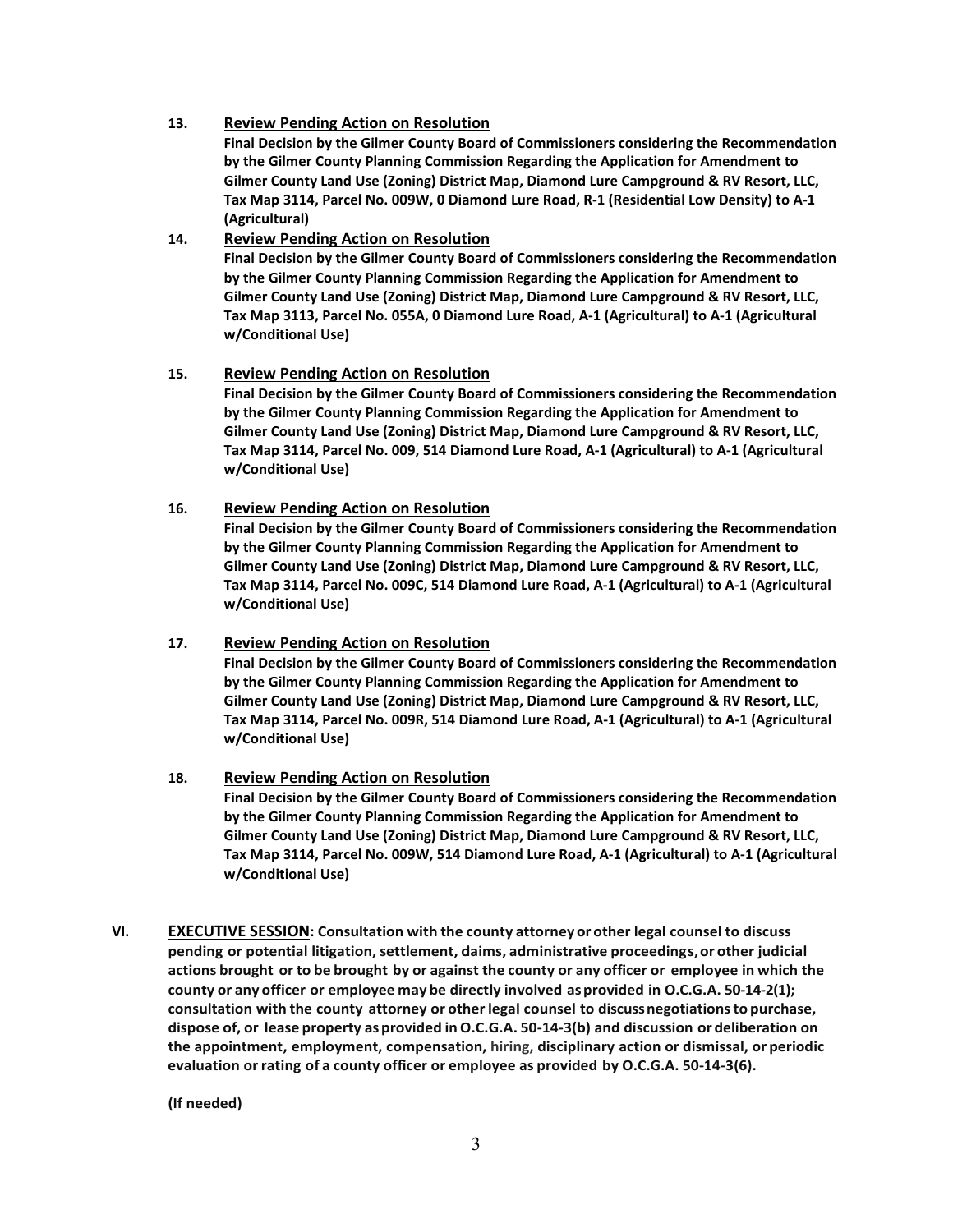13. **<u>Review Pending Action on Resolution</u>**
    **Final Decision by the Gilmer County Board of Commissioners considering the Recommendation by the Gilmer County Planning Commission Regarding the Application for Amendment to Gilmer County Land Use (Zoning) District Map, Diamond Lure Campground & RV Resort, LLC, Tax Map 3114, Parcel No. 009W, 0 Diamond Lure Road, R-1 (Residential Low Density) to A-1 (Agricultural)**

14. **<u>Review Pending Action on Resolution</u>**
    **Final Decision by the Gilmer County Board of Commissioners considering the Recommendation by the Gilmer County Planning Commission Regarding the Application for Amendment to Gilmer County Land Use (Zoning) District Map, Diamond Lure Campground & RV Resort, LLC, Tax Map 3113, Parcel No. 055A, 0 Diamond Lure Road, A-1 (Agricultural) to A-1 (Agricultural w/Conditional Use)**

15. **<u>Review Pending Action on Resolution</u>**
    **Final Decision by the Gilmer County Board of Commissioners considering the Recommendation by the Gilmer County Planning Commission Regarding the Application for Amendment to Gilmer County Land Use (Zoning) District Map, Diamond Lure Campground & RV Resort, LLC, Tax Map 3114, Parcel No. 009, 514 Diamond Lure Road, A-1 (Agricultural) to A-1 (Agricultural w/Conditional Use)**

16. **<u>Review Pending Action on Resolution</u>**
    **Final Decision by the Gilmer County Board of Commissioners considering the Recommendation by the Gilmer County Planning Commission Regarding the Application for Amendment to Gilmer County Land Use (Zoning) District Map, Diamond Lure Campground & RV Resort, LLC, Tax Map 3114, Parcel No. 009C, 514 Diamond Lure Road, A-1 (Agricultural) to A-1 (Agricultural w/Conditional Use)**

17. **<u>Review Pending Action on Resolution</u>**
    **Final Decision by the Gilmer County Board of Commissioners considering the Recommendation by the Gilmer County Planning Commission Regarding the Application for Amendment to Gilmer County Land Use (Zoning) District Map, Diamond Lure Campground & RV Resort, LLC, Tax Map 3114, Parcel No. 009R, 514 Diamond Lure Road, A-1 (Agricultural) to A-1 (Agricultural w/Conditional Use)**

18. **<u>Review Pending Action on Resolution</u>**
    **Final Decision by the Gilmer County Board of Commissioners considering the Recommendation by the Gilmer County Planning Commission Regarding the Application for Amendment to Gilmer County Land Use (Zoning) District Map, Diamond Lure Campground & RV Resort, LLC, Tax Map 3114, Parcel No. 009W, 514 Diamond Lure Road, A-1 (Agricultural) to A-1 (Agricultural w/Conditional Use)**

**VI. <u>EXECUTIVE SESSION</u>: Consultation with the county attorney or other legal counsel to discuss pending or potential litigation, settlement, daims, administrative proceedings, or other judicial actions brought or to be brought by or against the county or any officer or employee in which the county or any officer or employee may be directly involved as provided in O.C.G.A. 50-14-2(1); consultation with the county attorney or other legal counsel to discuss negotiations to purchase, dispose of, or lease property as provided in O.C.G.A. 50-14-3(b) and discussion or deliberation on the appointment, employment, compensation, hiring, disciplinary action or dismissal, or periodic evaluation or rating of a county officer or employee as provided by O.C.G.A. 50-14-3(6).**

**(If needed)**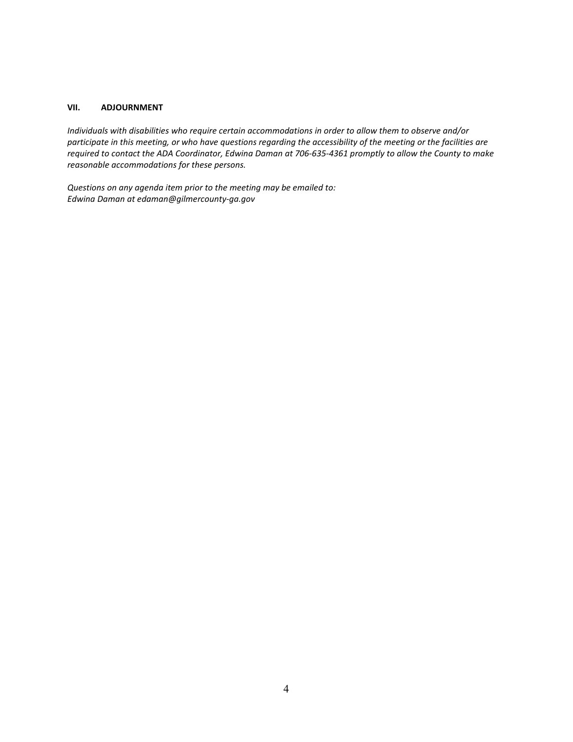**VII. ADJOURNMENT**

*Individuals with disabilities who require certain accommodations in order to allow them to observe and/or participate in this meeting, or who have questions regarding the accessibility of the meeting or the facilities are required to contact the ADA Coordinator, Edwina Daman at 706-635-4361 promptly to allow the County to make reasonable accommodations for these persons.*

*Questions on any agenda item prior to the meeting may be emailed to:*
*Edwina Daman at edaman@gilmercounty-ga.gov*